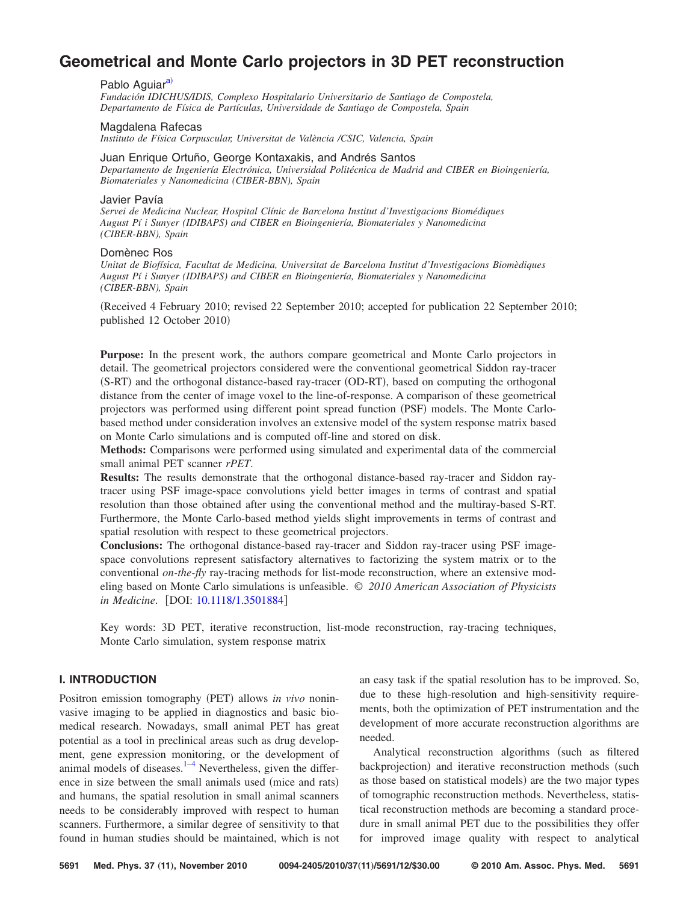# Geometrical and Monte Carlo projectors in 3D PET reconstruction

Pablo Aguiar[a)]

*Fundación IDICHUS/IDIS, Complexo Hospitalario Universitario de Santiago de Compostela, Departamento de Física de Partículas, Universidade de Santiago de Compostela, Spain*

Magdalena Rafecas

*Instituto de Física Corpuscular, Universitat de València /CSIC, Valencia, Spain*

Juan Enrique Ortuño, George Kontaxakis, and Andrés Santos

*Departamento de Ingeniería Electrónica, Universidad Politécnica de Madrid and CIBER en Bioingeniería, Biomateriales y Nanomedicina (CIBER-BBN), Spain*

Javier Pavía

*Servei de Medicina Nuclear, Hospital Clínic de Barcelona Institut d'Investigacions Biomédiques August Pí i Sunyer (IDIBAPS) and CIBER en Bioingeniería, Biomateriales y Nanomedicina (CIBER-BBN), Spain*

Domènec Ros

*Unitat de Biofísica, Facultat de Medicina, Universitat de Barcelona Institut d'Investigacions Biomèdiques August Pí i Sunyer (IDIBAPS) and CIBER en Bioingeniería, Biomateriales y Nanomedicina (CIBER-BBN), Spain*

(Received 4 February 2010; revised 22 September 2010; accepted for publication 22 September 2010; published 12 October 2010)

**Purpose:** In the present work, the authors compare geometrical and Monte Carlo projectors in detail. The geometrical projectors considered were the conventional geometrical Siddon ray-tracer (S-RT) and the orthogonal distance-based ray-tracer (OD-RT), based on computing the orthogonal distance from the center of image voxel to the line-of-response. A comparison of these geometrical projectors was performed using different point spread function (PSF) models. The Monte Carlo-based method under consideration involves an extensive model of the system response matrix based on Monte Carlo simulations and is computed off-line and stored on disk.

**Methods:** Comparisons were performed using simulated and experimental data of the commercial small animal PET scanner *rPET*.

**Results:** The results demonstrate that the orthogonal distance-based ray-tracer and Siddon ray-tracer using PSF image-space convolutions yield better images in terms of contrast and spatial resolution than those obtained after using the conventional method and the multiray-based S-RT. Furthermore, the Monte Carlo-based method yields slight improvements in terms of contrast and spatial resolution with respect to these geometrical projectors.

**Conclusions:** The orthogonal distance-based ray-tracer and Siddon ray-tracer using PSF image-space convolutions represent satisfactory alternatives to factorizing the system matrix or to the conventional *on-the-fly* ray-tracing methods for list-mode reconstruction, where an extensive modeling based on Monte Carlo simulations is unfeasible. *© 2010 American Association of Physicists in Medicine*. [DOI: 10.1118/1.3501884]

Key words: 3D PET, iterative reconstruction, list-mode reconstruction, ray-tracing techniques, Monte Carlo simulation, system response matrix

## I. INTRODUCTION

Positron emission tomography (PET) allows *in vivo* noninvasive imaging to be applied in diagnostics and basic biomedical research. Nowadays, small animal PET has great potential as a tool in preclinical areas such as drug development, gene expression monitoring, or the development of animal models of diseases.[1–4] Nevertheless, given the difference in size between the small animals used (mice and rats) and humans, the spatial resolution in small animal scanners needs to be considerably improved with respect to human scanners. Furthermore, a similar degree of sensitivity to that found in human studies should be maintained, which is not an easy task if the spatial resolution has to be improved. So, due to these high-resolution and high-sensitivity requirements, both the optimization of PET instrumentation and the development of more accurate reconstruction algorithms are needed.

Analytical reconstruction algorithms (such as filtered backprojection) and iterative reconstruction methods (such as those based on statistical models) are the two major types of tomographic reconstruction methods. Nevertheless, statistical reconstruction methods are becoming a standard procedure in small animal PET due to the possibilities they offer for improved image quality with respect to analytical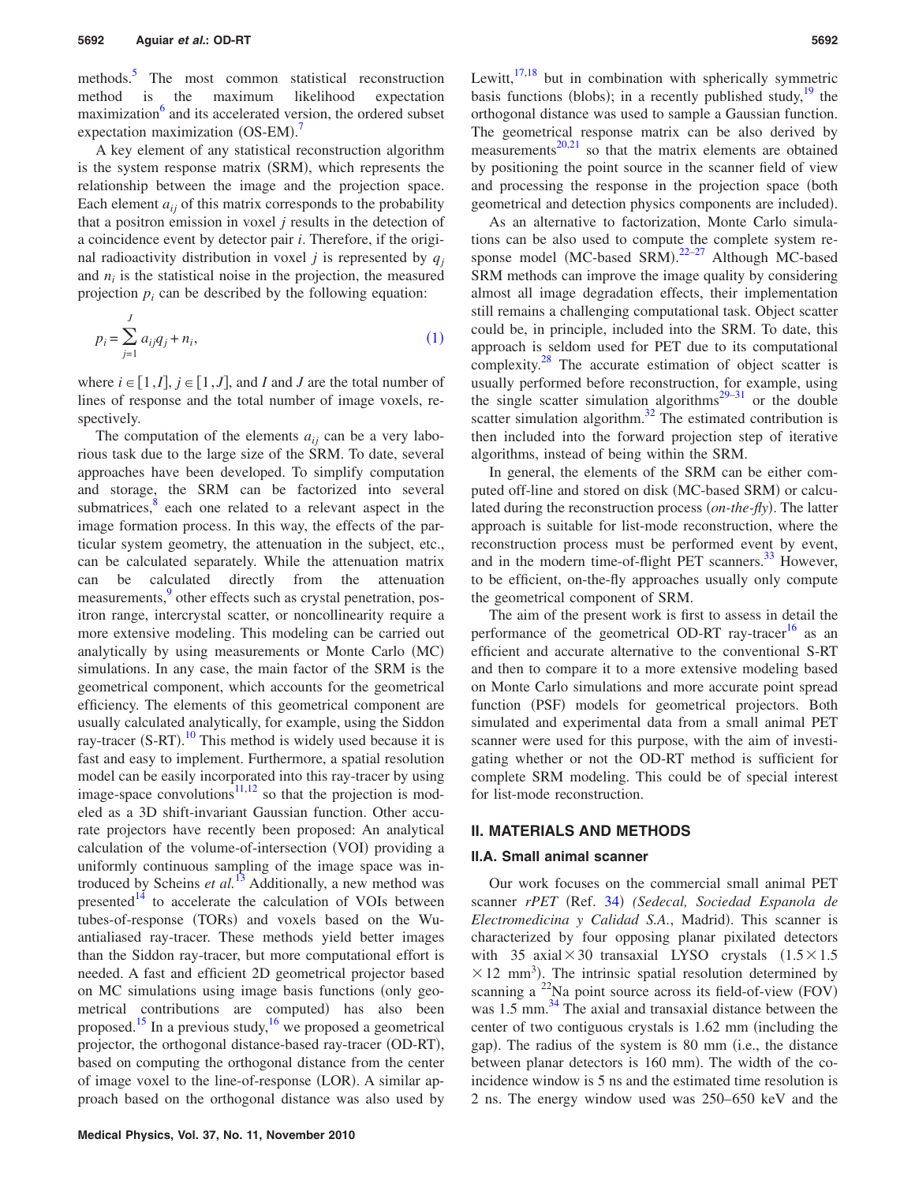methods.[5] The most common statistical reconstruction method is the maximum likelihood expectation maximization[6] and its accelerated version, the ordered subset expectation maximization (OS-EM).[7]

A key element of any statistical reconstruction algorithm is the system response matrix (SRM), which represents the relationship between the image and the projection space. Each element $a_{ij}$ of this matrix corresponds to the probability that a positron emission in voxel $j$ results in the detection of a coincidence event by detector pair $i$. Therefore, if the original radioactivity distribution in voxel $j$ is represented by $q_j$ and $n_i$ is the statistical noise in the projection, the measured projection $p_i$ can be described by the following equation:

$$p_i = \sum_{j=1}^{J} a_{ij} q_j + n_i, \tag{1}$$

where $i \in [1, I]$, $j \in [1, J]$, and $I$ and $J$ are the total number of lines of response and the total number of image voxels, respectively.

The computation of the elements $a_{ij}$ can be a very laborious task due to the large size of the SRM. To date, several approaches have been developed. To simplify computation and storage, the SRM can be factorized into several submatrices,[8] each one related to a relevant aspect in the image formation process. In this way, the effects of the particular system geometry, the attenuation in the subject, etc., can be calculated separately. While the attenuation matrix can be calculated directly from the attenuation measurements,[9] other effects such as crystal penetration, positron range, intercrystal scatter, or noncollinearity require a more extensive modeling. This modeling can be carried out analytically by using measurements or Monte Carlo (MC) simulations. In any case, the main factor of the SRM is the geometrical component, which accounts for the geometrical efficiency. The elements of this geometrical component are usually calculated analytically, for example, using the Siddon ray-tracer (S-RT).[10] This method is widely used because it is fast and easy to implement. Furthermore, a spatial resolution model can be easily incorporated into this ray-tracer by using image-space convolutions[11,12] so that the projection is modeled as a 3D shift-invariant Gaussian function. Other accurate projectors have recently been proposed: An analytical calculation of the volume-of-intersection (VOI) providing a uniformly continuous sampling of the image space was introduced by Scheins *et al.*[13] Additionally, a new method was presented[14] to accelerate the calculation of VOIs between tubes-of-response (TORs) and voxels based on the Wu-antialiased ray-tracer. These methods yield better images than the Siddon ray-tracer, but more computational effort is needed. A fast and efficient 2D geometrical projector based on MC simulations using image basis functions (only geometrical contributions are computed) has also been proposed.[15] In a previous study,[16] we proposed a geometrical projector, the orthogonal distance-based ray-tracer (OD-RT), based on computing the orthogonal distance from the center of image voxel to the line-of-response (LOR). A similar approach based on the orthogonal distance was also used by Lewitt,[17,18] but in combination with spherically symmetric basis functions (blobs); in a recently published study,[19] the orthogonal distance was used to sample a Gaussian function. The geometrical response matrix can be also derived by measurements[20,21] so that the matrix elements are obtained by positioning the point source in the scanner field of view and processing the response in the projection space (both geometrical and detection physics components are included).

As an alternative to factorization, Monte Carlo simulations can be also used to compute the complete system response model (MC-based SRM).[22–27] Although MC-based SRM methods can improve the image quality by considering almost all image degradation effects, their implementation still remains a challenging computational task. Object scatter could be, in principle, included into the SRM. To date, this approach is seldom used for PET due to its computational complexity.[28] The accurate estimation of object scatter is usually performed before reconstruction, for example, using the single scatter simulation algorithms[29–31] or the double scatter simulation algorithm.[32] The estimated contribution is then included into the forward projection step of iterative algorithms, instead of being within the SRM.

In general, the elements of the SRM can be either computed off-line and stored on disk (MC-based SRM) or calculated during the reconstruction process (*on-the-fly*). The latter approach is suitable for list-mode reconstruction, where the reconstruction process must be performed event by event, and in the modern time-of-flight PET scanners.[33] However, to be efficient, on-the-fly approaches usually only compute the geometrical component of SRM.

The aim of the present work is first to assess in detail the performance of the geometrical OD-RT ray-tracer[16] as an efficient and accurate alternative to the conventional S-RT and then to compare it to a more extensive modeling based on Monte Carlo simulations and more accurate point spread function (PSF) models for geometrical projectors. Both simulated and experimental data from a small animal PET scanner were used for this purpose, with the aim of investigating whether or not the OD-RT method is sufficient for complete SRM modeling. This could be of special interest for list-mode reconstruction.

## II. MATERIALS AND METHODS

### II.A. Small animal scanner

Our work focuses on the commercial small animal PET scanner *rPET* (Ref. 34) *(Sedecal, Sociedad Espanola de Electromedicina y Calidad S.A.*, Madrid). This scanner is characterized by four opposing planar pixilated detectors with 35 axial × 30 transaxial LYSO crystals $(1.5 \times 1.5 \times 12\ \text{mm}^3)$. The intrinsic spatial resolution determined by scanning a $^{22}$Na point source across its field-of-view (FOV) was 1.5 mm.[34] The axial and transaxial distance between the center of two contiguous crystals is 1.62 mm (including the gap). The radius of the system is 80 mm (i.e., the distance between planar detectors is 160 mm). The width of the coincidence window is 5 ns and the estimated time resolution is 2 ns. The energy window used was 250–650 keV and the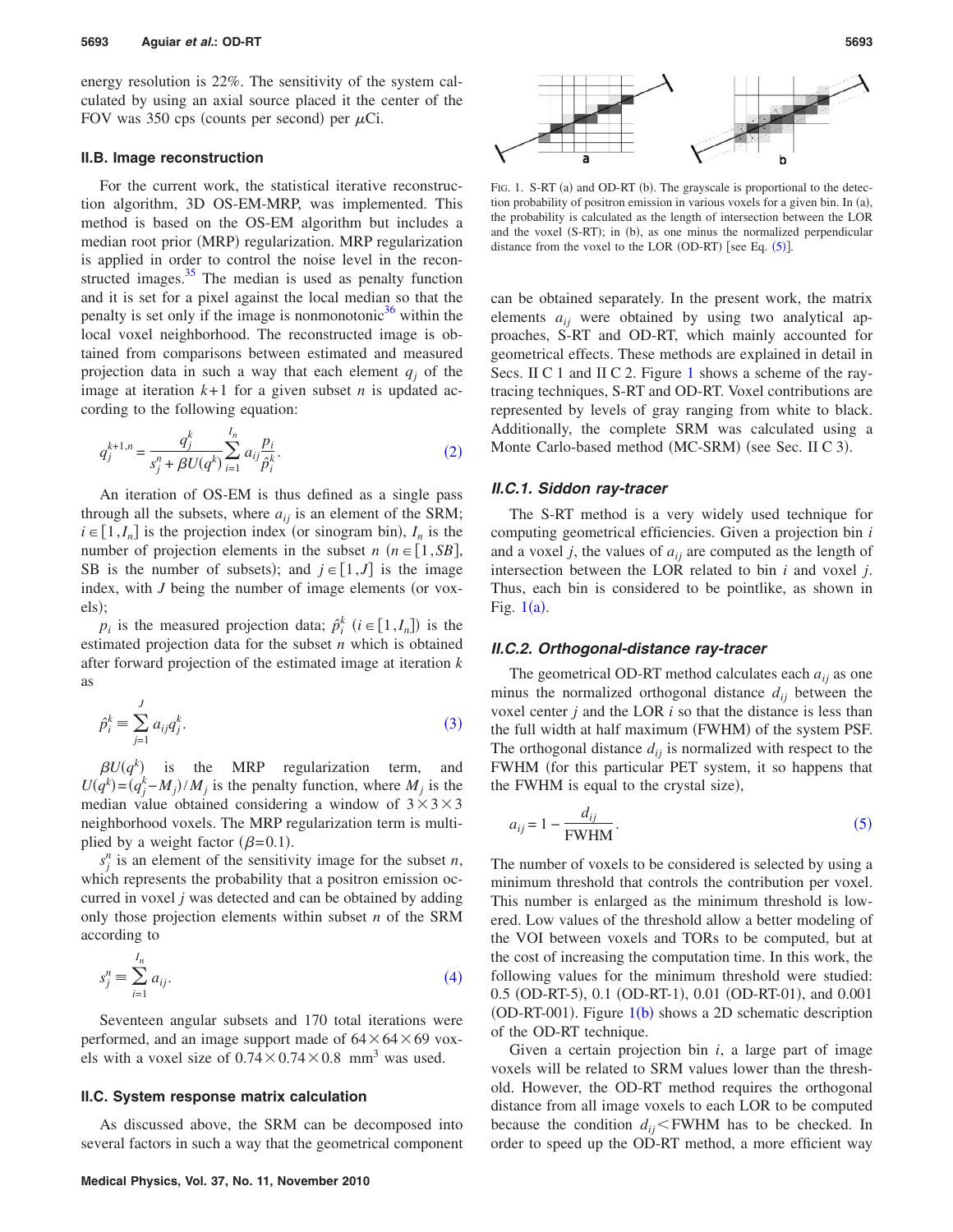energy resolution is 22%. The sensitivity of the system calculated by using an axial source placed it the center of the FOV was 350 cps (counts per second) per $\mu$Ci.

### II.B. Image reconstruction

For the current work, the statistical iterative reconstruction algorithm, 3D OS-EM-MRP, was implemented. This method is based on the OS-EM algorithm but includes a median root prior (MRP) regularization. MRP regularization is applied in order to control the noise level in the reconstructed images.[35] The median is used as penalty function and it is set for a pixel against the local median so that the penalty is set only if the image is nonmonotonic[36] within the local voxel neighborhood. The reconstructed image is obtained from comparisons between estimated and measured projection data in such a way that each element $q_j$ of the image at iteration $k+1$ for a given subset $n$ is updated according to the following equation:

$$q_j^{k+1,n} = \frac{q_j^k}{s_j^n + \beta U(q^k)} \sum_{i=1}^{I_n} a_{ij} \frac{p_i}{\hat{p}_i^k}. \tag{2}$$

An iteration of OS-EM is thus defined as a single pass through all the subsets, where $a_{ij}$ is an element of the SRM; $i \in [1, I_n]$ is the projection index (or sinogram bin), $I_n$ is the number of projection elements in the subset $n$ ($n \in [1, SB]$, SB is the number of subsets); and $j \in [1, J]$ is the image index, with $J$ being the number of image elements (or voxels);

$p_i$ is the measured projection data; $\hat{p}_i^k$ ($i \in [1, I_n]$) is the estimated projection data for the subset $n$ which is obtained after forward projection of the estimated image at iteration $k$ as

$$\hat{p}_i^k \equiv \sum_{j=1}^{J} a_{ij} q_j^k. \tag{3}$$

$\beta U(q^k)$ is the MRP regularization term, and $U(q^k) = (q_j^k - M_j)/M_j$ is the penalty function, where $M_j$ is the median value obtained considering a window of $3 \times 3 \times 3$ neighborhood voxels. The MRP regularization term is multiplied by a weight factor ($\beta = 0.1$).

$s_j^n$ is an element of the sensitivity image for the subset $n$, which represents the probability that a positron emission occurred in voxel $j$ was detected and can be obtained by adding only those projection elements within subset $n$ of the SRM according to

$$s_j^n \equiv \sum_{i=1}^{I_n} a_{ij}. \tag{4}$$

Seventeen angular subsets and 170 total iterations were performed, and an image support made of $64 \times 64 \times 69$ voxels with a voxel size of $0.74 \times 0.74 \times 0.8$ mm$^3$ was used.

### II.C. System response matrix calculation

As discussed above, the SRM can be decomposed into several factors in such a way that the geometrical component can be obtained separately. In the present work, the matrix elements $a_{ij}$ were obtained by using two analytical approaches, S-RT and OD-RT, which mainly accounted for geometrical effects. These methods are explained in detail in Secs. II C 1 and II C 2. Figure 1 shows a scheme of the ray-tracing techniques, S-RT and OD-RT. Voxel contributions are represented by levels of gray ranging from white to black. Additionally, the complete SRM was calculated using a Monte Carlo-based method (MC-SRM) (see Sec. II C 3).

FIG. 1. S-RT (a) and OD-RT (b). The grayscale is proportional to the detection probability of positron emission in various voxels for a given bin. In (a), the probability is calculated as the length of intersection between the LOR and the voxel (S-RT); in (b), as one minus the normalized perpendicular distance from the voxel to the LOR (OD-RT) [see Eq. (5)].

#### II.C.1. Siddon ray-tracer

The S-RT method is a very widely used technique for computing geometrical efficiencies. Given a projection bin $i$ and a voxel $j$, the values of $a_{ij}$ are computed as the length of intersection between the LOR related to bin $i$ and voxel $j$. Thus, each bin is considered to be pointlike, as shown in Fig. 1(a).

#### II.C.2. Orthogonal-distance ray-tracer

The geometrical OD-RT method calculates each $a_{ij}$ as one minus the normalized orthogonal distance $d_{ij}$ between the voxel center $j$ and the LOR $i$ so that the distance is less than the full width at half maximum (FWHM) of the system PSF. The orthogonal distance $d_{ij}$ is normalized with respect to the FWHM (for this particular PET system, it so happens that the FWHM is equal to the crystal size),

$$a_{ij} = 1 - \frac{d_{ij}}{\text{FWHM}}. \tag{5}$$

The number of voxels to be considered is selected by using a minimum threshold that controls the contribution per voxel. This number is enlarged as the minimum threshold is lowered. Low values of the threshold allow a better modeling of the VOI between voxels and TORs to be computed, but at the cost of increasing the computation time. In this work, the following values for the minimum threshold were studied: 0.5 (OD-RT-5), 0.1 (OD-RT-1), 0.01 (OD-RT-01), and 0.001 (OD-RT-001). Figure 1(b) shows a 2D schematic description of the OD-RT technique.

Given a certain projection bin $i$, a large part of image voxels will be related to SRM values lower than the threshold. However, the OD-RT method requires the orthogonal distance from all image voxels to each LOR to be computed because the condition $d_{ij} < \text{FWHM}$ has to be checked. In order to speed up the OD-RT method, a more efficient way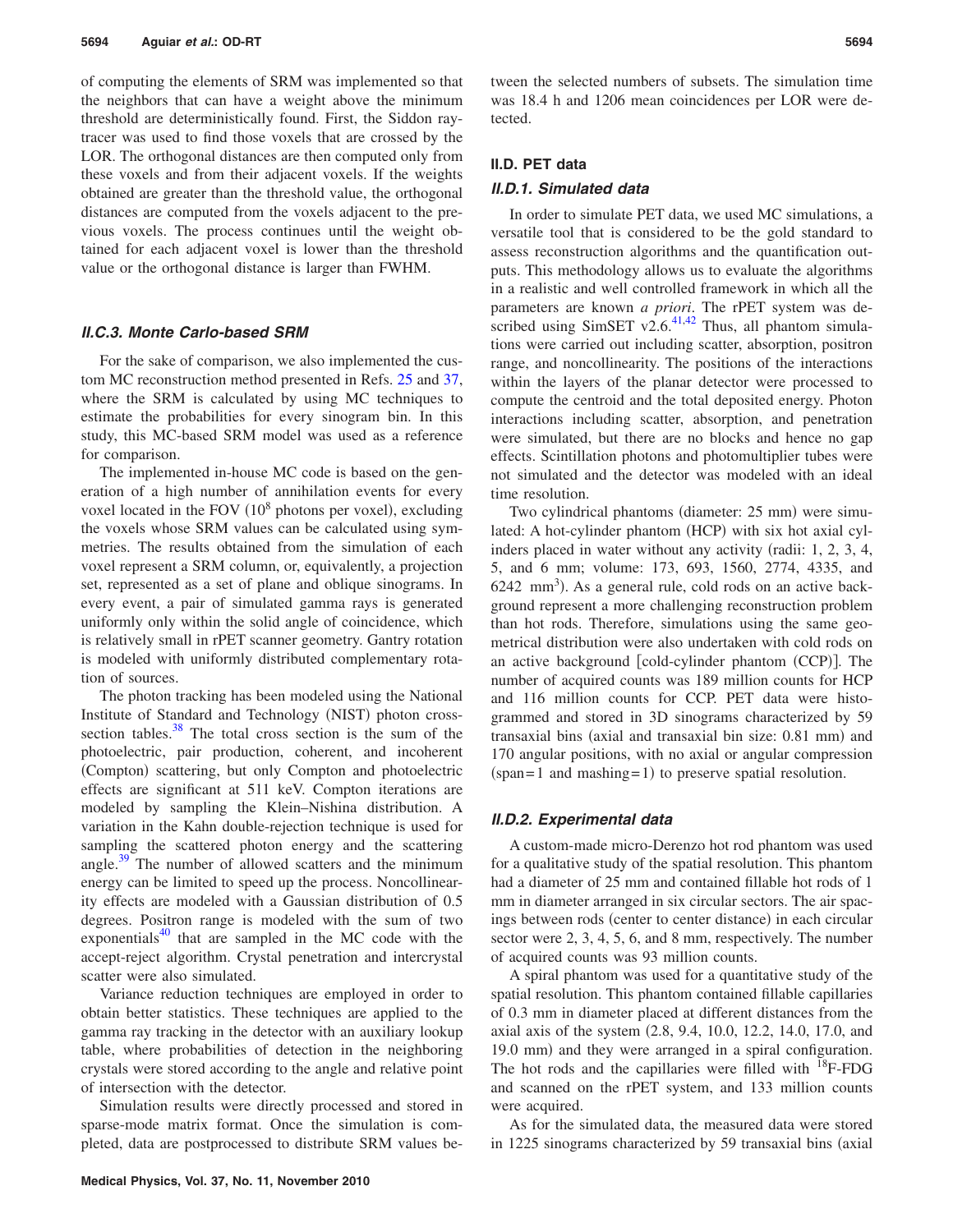of computing the elements of SRM was implemented so that the neighbors that can have a weight above the minimum threshold are deterministically found. First, the Siddon ray-tracer was used to find those voxels that are crossed by the LOR. The orthogonal distances are then computed only from these voxels and from their adjacent voxels. If the weights obtained are greater than the threshold value, the orthogonal distances are computed from the voxels adjacent to the previous voxels. The process continues until the weight obtained for each adjacent voxel is lower than the threshold value or the orthogonal distance is larger than FWHM.

### II.C.3. Monte Carlo-based SRM

For the sake of comparison, we also implemented the custom MC reconstruction method presented in Refs. 25 and 37, where the SRM is calculated by using MC techniques to estimate the probabilities for every sinogram bin. In this study, this MC-based SRM model was used as a reference for comparison.

The implemented in-house MC code is based on the generation of a high number of annihilation events for every voxel located in the FOV ($10^8$ photons per voxel), excluding the voxels whose SRM values can be calculated using symmetries. The results obtained from the simulation of each voxel represent a SRM column, or, equivalently, a projection set, represented as a set of plane and oblique sinograms. In every event, a pair of simulated gamma rays is generated uniformly only within the solid angle of coincidence, which is relatively small in rPET scanner geometry. Gantry rotation is modeled with uniformly distributed complementary rotation of sources.

The photon tracking has been modeled using the National Institute of Standard and Technology (NIST) photon cross-section tables.[38] The total cross section is the sum of the photoelectric, pair production, coherent, and incoherent (Compton) scattering, but only Compton and photoelectric effects are significant at 511 keV. Compton iterations are modeled by sampling the Klein–Nishina distribution. A variation in the Kahn double-rejection technique is used for sampling the scattered photon energy and the scattering angle.[39] The number of allowed scatters and the minimum energy can be limited to speed up the process. Noncollinearity effects are modeled with a Gaussian distribution of 0.5 degrees. Positron range is modeled with the sum of two exponentials[40] that are sampled in the MC code with the accept-reject algorithm. Crystal penetration and intercrystal scatter were also simulated.

Variance reduction techniques are employed in order to obtain better statistics. These techniques are applied to the gamma ray tracking in the detector with an auxiliary lookup table, where probabilities of detection in the neighboring crystals were stored according to the angle and relative point of intersection with the detector.

Simulation results were directly processed and stored in sparse-mode matrix format. Once the simulation is completed, data are postprocessed to distribute SRM values between the selected numbers of subsets. The simulation time was 18.4 h and 1206 mean coincidences per LOR were detected.

## II.D. PET data

### II.D.1. Simulated data

In order to simulate PET data, we used MC simulations, a versatile tool that is considered to be the gold standard to assess reconstruction algorithms and the quantification outputs. This methodology allows us to evaluate the algorithms in a realistic and well controlled framework in which all the parameters are known *a priori*. The rPET system was described using SimSET v2.6.[41,42] Thus, all phantom simulations were carried out including scatter, absorption, positron range, and noncollinearity. The positions of the interactions within the layers of the planar detector were processed to compute the centroid and the total deposited energy. Photon interactions including scatter, absorption, and penetration were simulated, but there are no blocks and hence no gap effects. Scintillation photons and photomultiplier tubes were not simulated and the detector was modeled with an ideal time resolution.

Two cylindrical phantoms (diameter: 25 mm) were simulated: A hot-cylinder phantom (HCP) with six hot axial cylinders placed in water without any activity (radii: 1, 2, 3, 4, 5, and 6 mm; volume: 173, 693, 1560, 2774, 4335, and 6242 $mm^3$). As a general rule, cold rods on an active background represent a more challenging reconstruction problem than hot rods. Therefore, simulations using the same geometrical distribution were also undertaken with cold rods on an active background [cold-cylinder phantom (CCP)]. The number of acquired counts was 189 million counts for HCP and 116 million counts for CCP. PET data were histogrammed and stored in 3D sinograms characterized by 59 transaxial bins (axial and transaxial bin size: 0.81 mm) and 170 angular positions, with no axial or angular compression (span=1 and mashing=1) to preserve spatial resolution.

### II.D.2. Experimental data

A custom-made micro-Derenzo hot rod phantom was used for a qualitative study of the spatial resolution. This phantom had a diameter of 25 mm and contained fillable hot rods of 1 mm in diameter arranged in six circular sectors. The air spacings between rods (center to center distance) in each circular sector were 2, 3, 4, 5, 6, and 8 mm, respectively. The number of acquired counts was 93 million counts.

A spiral phantom was used for a quantitative study of the spatial resolution. This phantom contained fillable capillaries of 0.3 mm in diameter placed at different distances from the axial axis of the system (2.8, 9.4, 10.0, 12.2, 14.0, 17.0, and 19.0 mm) and they were arranged in a spiral configuration. The hot rods and the capillaries were filled with $^{18}F$-FDG and scanned on the rPET system, and 133 million counts were acquired.

As for the simulated data, the measured data were stored in 1225 sinograms characterized by 59 transaxial bins (axial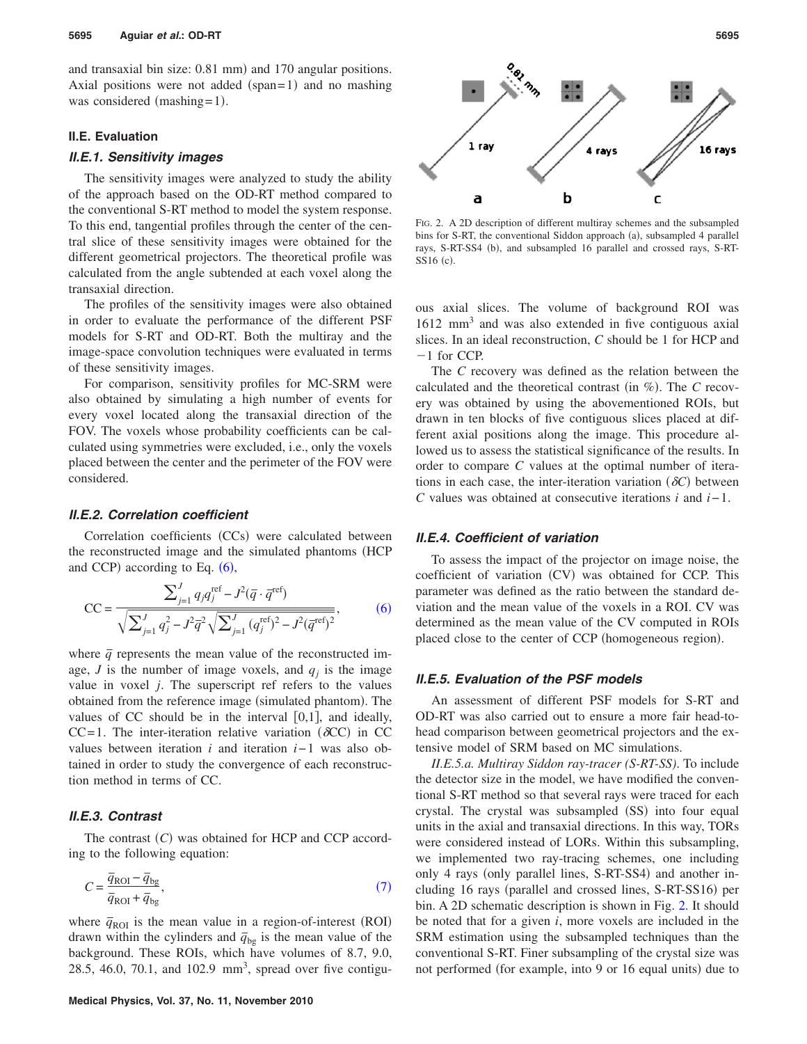and transaxial bin size: 0.81 mm) and 170 angular positions. Axial positions were not added (span=1) and no mashing was considered (mashing=1).

### II.E. Evaluation

#### *II.E.1. Sensitivity images*

The sensitivity images were analyzed to study the ability of the approach based on the OD-RT method compared to the conventional S-RT method to model the system response. To this end, tangential profiles through the center of the central slice of these sensitivity images were obtained for the different geometrical projectors. The theoretical profile was calculated from the angle subtended at each voxel along the transaxial direction.

The profiles of the sensitivity images were also obtained in order to evaluate the performance of the different PSF models for S-RT and OD-RT. Both the multiray and the image-space convolution techniques were evaluated in terms of these sensitivity images.

For comparison, sensitivity profiles for MC-SRM were also obtained by simulating a high number of events for every voxel located along the transaxial direction of the FOV. The voxels whose probability coefficients can be calculated using symmetries were excluded, i.e., only the voxels placed between the center and the perimeter of the FOV were considered.

#### *II.E.2. Correlation coefficient*

Correlation coefficients (CCs) were calculated between the reconstructed image and the simulated phantoms (HCP and CCP) according to Eq. (6),

$$\mathrm{CC} = \frac{\sum_{j=1}^{J} q_j q_j^{\mathrm{ref}} - J^2(\bar{q} \cdot \bar{q}^{\mathrm{ref}})}{\sqrt{\sum_{j=1}^{J} q_j^2 - J^2\bar{q}^2}\sqrt{\sum_{j=1}^{J} (q_j^{\mathrm{ref}})^2 - J^2(\bar{q}^{\mathrm{ref}})^2}}, \tag{6}$$

where $\bar{q}$ represents the mean value of the reconstructed image, $J$ is the number of image voxels, and $q_j$ is the image value in voxel $j$. The superscript ref refers to the values obtained from the reference image (simulated phantom). The values of CC should be in the interval [0,1], and ideally, CC=1. The inter-iteration relative variation ($\delta$CC) in CC values between iteration $i$ and iteration $i-1$ was also obtained in order to study the convergence of each reconstruction method in terms of CC.

#### *II.E.3. Contrast*

The contrast ($C$) was obtained for HCP and CCP according to the following equation:

$$C = \frac{\bar{q}_{\mathrm{ROI}} - \bar{q}_{\mathrm{bg}}}{\bar{q}_{\mathrm{ROI}} + \bar{q}_{\mathrm{bg}}}, \tag{7}$$

where $\bar{q}_{\mathrm{ROI}}$ is the mean value in a region-of-interest (ROI) drawn within the cylinders and $\bar{q}_{\mathrm{bg}}$ is the mean value of the background. These ROIs, which have volumes of 8.7, 9.0, 28.5, 46.0, 70.1, and 102.9 $\mathrm{mm}^3$, spread over five contiguous axial slices. The volume of background ROI was 1612 $\mathrm{mm}^3$ and was also extended in five contiguous axial slices. In an ideal reconstruction, $C$ should be 1 for HCP and $-1$ for CCP.

The $C$ recovery was defined as the relation between the calculated and the theoretical contrast (in %). The $C$ recovery was obtained by using the abovementioned ROIs, but drawn in ten blocks of five contiguous slices placed at different axial positions along the image. This procedure allowed us to assess the statistical significance of the results. In order to compare $C$ values at the optimal number of iterations in each case, the inter-iteration variation ($\delta C$) between $C$ values was obtained at consecutive iterations $i$ and $i-1$.

#### *II.E.4. Coefficient of variation*

To assess the impact of the projector on image noise, the coefficient of variation (CV) was obtained for CCP. This parameter was defined as the ratio between the standard deviation and the mean value of the voxels in a ROI. CV was determined as the mean value of the CV computed in ROIs placed close to the center of CCP (homogeneous region).

#### *II.E.5. Evaluation of the PSF models*

An assessment of different PSF models for S-RT and OD-RT was also carried out to ensure a more fair head-to-head comparison between geometrical projectors and the extensive model of SRM based on MC simulations.

*II.E.5.a. Multiray Siddon ray-tracer (S-RT-SS).* To include the detector size in the model, we have modified the conventional S-RT method so that several rays were traced for each crystal. The crystal was subsampled (SS) into four equal units in the axial and transaxial directions. In this way, TORs were considered instead of LORs. Within this subsampling, we implemented two ray-tracing schemes, one including only 4 rays (only parallel lines, S-RT-SS4) and another including 16 rays (parallel and crossed lines, S-RT-SS16) per bin. A 2D schematic description is shown in Fig. 2. It should be noted that for a given $i$, more voxels are included in the SRM estimation using the subsampled techniques than the conventional S-RT. Finer subsampling of the crystal size was not performed (for example, into 9 or 16 equal units) due to

FIG. 2. A 2D description of different multiray schemes and the subsampled bins for S-RT, the conventional Siddon approach (a), subsampled 4 parallel rays, S-RT-SS4 (b), and subsampled 16 parallel and crossed rays, S-RT-SS16 (c).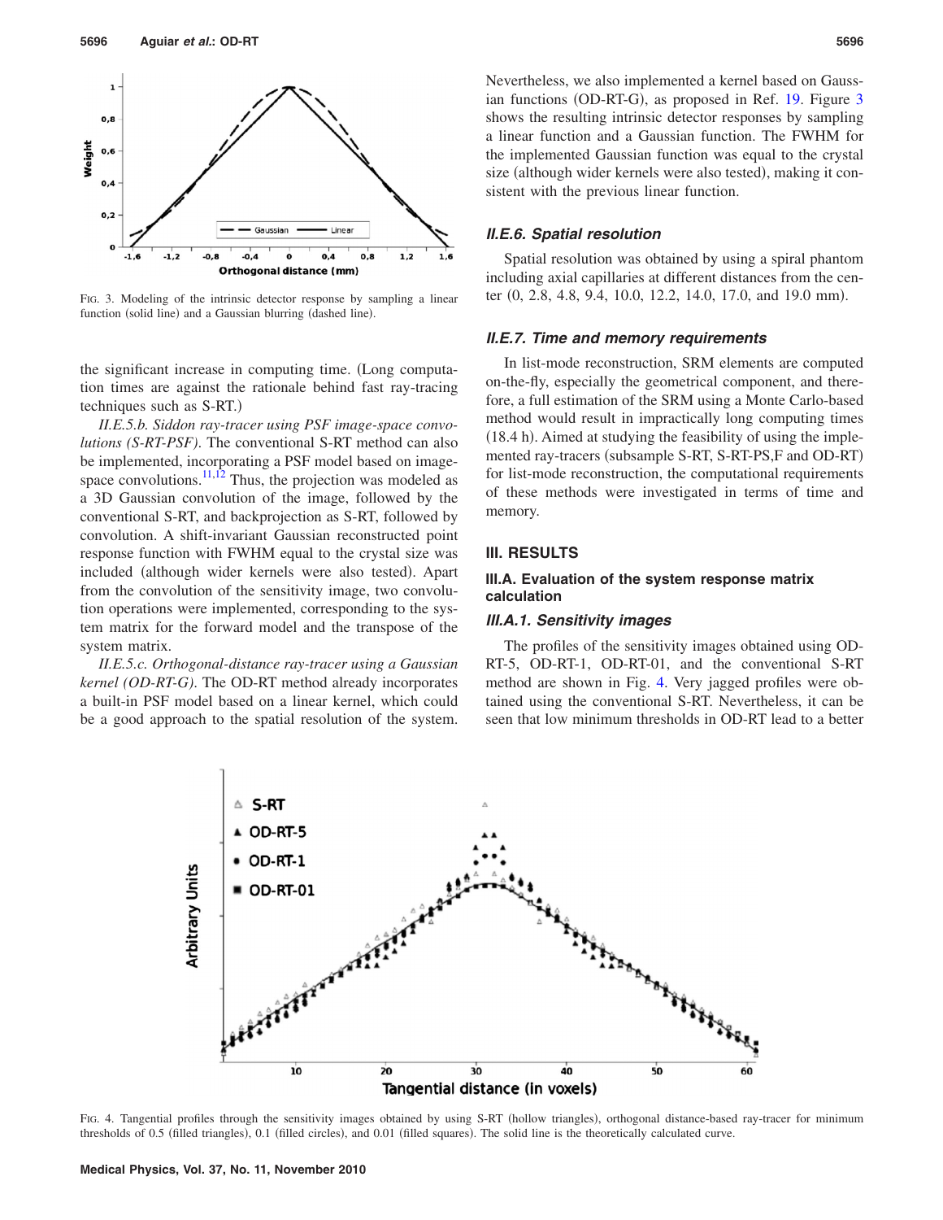FIG. 3. Modeling of the intrinsic detector response by sampling a linear function (solid line) and a Gaussian blurring (dashed line).

the significant increase in computing time. (Long computation times are against the rationale behind fast ray-tracing techniques such as S-RT.)

*II.E.5.b. Siddon ray-tracer using PSF image-space convolutions (S-RT-PSF).* The conventional S-RT method can also be implemented, incorporating a PSF model based on image-space convolutions.[11,12] Thus, the projection was modeled as a 3D Gaussian convolution of the image, followed by the conventional S-RT, and backprojection as S-RT, followed by convolution. A shift-invariant Gaussian reconstructed point response function with FWHM equal to the crystal size was included (although wider kernels were also tested). Apart from the convolution of the sensitivity image, two convolution operations were implemented, corresponding to the system matrix for the forward model and the transpose of the system matrix.

*II.E.5.c. Orthogonal-distance ray-tracer using a Gaussian kernel (OD-RT-G).* The OD-RT method already incorporates a built-in PSF model based on a linear kernel, which could be a good approach to the spatial resolution of the system. Nevertheless, we also implemented a kernel based on Gaussian functions (OD-RT-G), as proposed in Ref. 19. Figure 3 shows the resulting intrinsic detector responses by sampling a linear function and a Gaussian function. The FWHM for the implemented Gaussian function was equal to the crystal size (although wider kernels were also tested), making it consistent with the previous linear function.

#### *II.E.6. Spatial resolution*

Spatial resolution was obtained by using a spiral phantom including axial capillaries at different distances from the center (0, 2.8, 4.8, 9.4, 10.0, 12.2, 14.0, 17.0, and 19.0 mm).

#### *II.E.7. Time and memory requirements*

In list-mode reconstruction, SRM elements are computed on-the-fly, especially the geometrical component, and therefore, a full estimation of the SRM using a Monte Carlo-based method would result in impractically long computing times (18.4 h). Aimed at studying the feasibility of using the implemented ray-tracers (subsample S-RT, S-RT-PS,F and OD-RT) for list-mode reconstruction, the computational requirements of these methods were investigated in terms of time and memory.

## III. RESULTS

### III.A. Evaluation of the system response matrix calculation

#### *III.A.1. Sensitivity images*

The profiles of the sensitivity images obtained using OD-RT-5, OD-RT-1, OD-RT-01, and the conventional S-RT method are shown in Fig. 4. Very jagged profiles were obtained using the conventional S-RT. Nevertheless, it can be seen that low minimum thresholds in OD-RT lead to a better

FIG. 4. Tangential profiles through the sensitivity images obtained by using S-RT (hollow triangles), orthogonal distance-based ray-tracer for minimum thresholds of 0.5 (filled triangles), 0.1 (filled circles), and 0.01 (filled squares). The solid line is the theoretically calculated curve.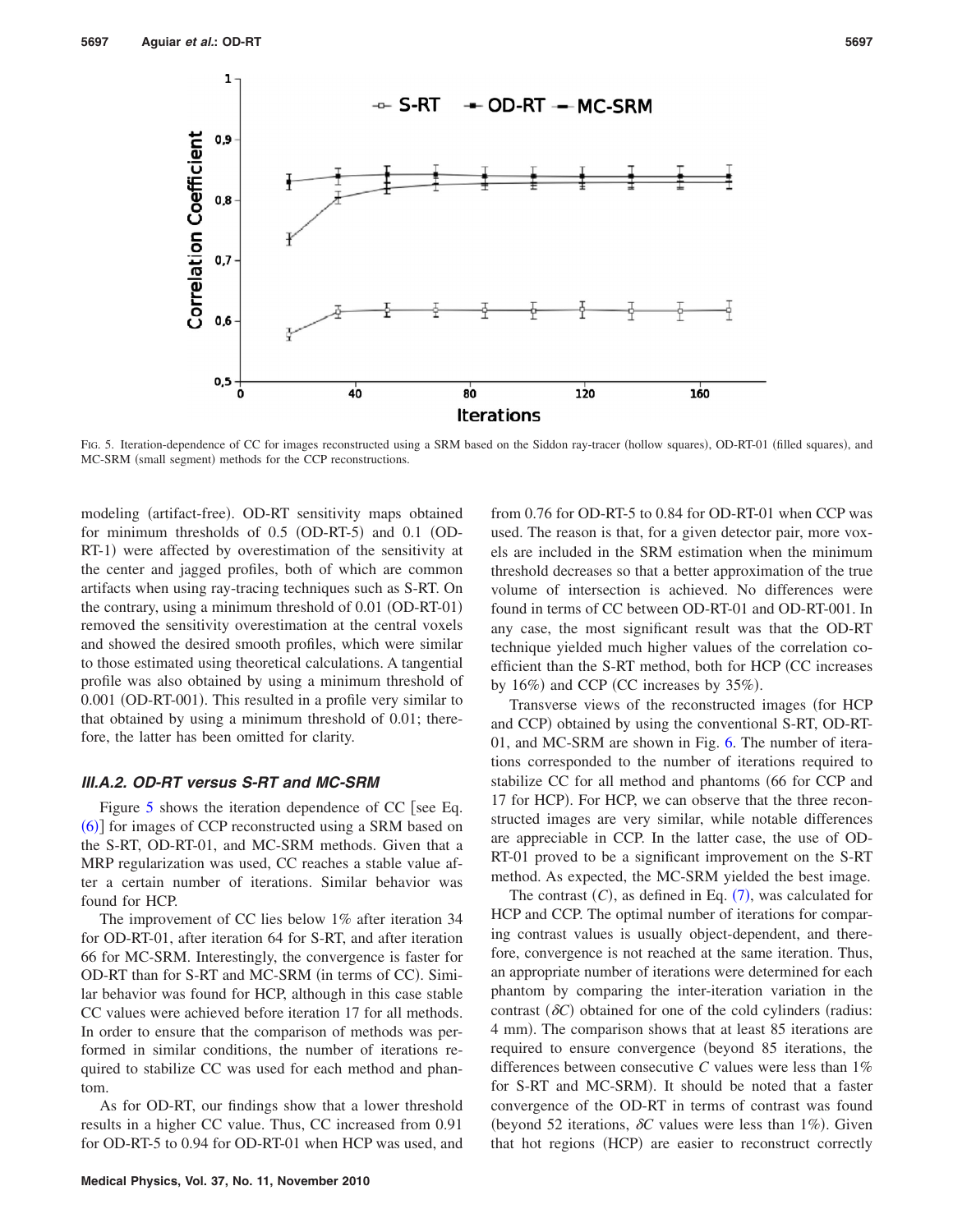FIG. 5. Iteration-dependence of CC for images reconstructed using a SRM based on the Siddon ray-tracer (hollow squares), OD-RT-01 (filled squares), and MC-SRM (small segment) methods for the CCP reconstructions.

modeling (artifact-free). OD-RT sensitivity maps obtained for minimum thresholds of 0.5 (OD-RT-5) and 0.1 (OD-RT-1) were affected by overestimation of the sensitivity at the center and jagged profiles, both of which are common artifacts when using ray-tracing techniques such as S-RT. On the contrary, using a minimum threshold of 0.01 (OD-RT-01) removed the sensitivity overestimation at the central voxels and showed the desired smooth profiles, which were similar to those estimated using theoretical calculations. A tangential profile was also obtained by using a minimum threshold of 0.001 (OD-RT-001). This resulted in a profile very similar to that obtained by using a minimum threshold of 0.01; therefore, the latter has been omitted for clarity.

### III.A.2. OD-RT versus S-RT and MC-SRM

Figure 5 shows the iteration dependence of CC [see Eq. (6)] for images of CCP reconstructed using a SRM based on the S-RT, OD-RT-01, and MC-SRM methods. Given that a MRP regularization was used, CC reaches a stable value after a certain number of iterations. Similar behavior was found for HCP.

The improvement of CC lies below 1% after iteration 34 for OD-RT-01, after iteration 64 for S-RT, and after iteration 66 for MC-SRM. Interestingly, the convergence is faster for OD-RT than for S-RT and MC-SRM (in terms of CC). Similar behavior was found for HCP, although in this case stable CC values were achieved before iteration 17 for all methods. In order to ensure that the comparison of methods was performed in similar conditions, the number of iterations required to stabilize CC was used for each method and phantom.

As for OD-RT, our findings show that a lower threshold results in a higher CC value. Thus, CC increased from 0.91 for OD-RT-5 to 0.94 for OD-RT-01 when HCP was used, and from 0.76 for OD-RT-5 to 0.84 for OD-RT-01 when CCP was used. The reason is that, for a given detector pair, more voxels are included in the SRM estimation when the minimum threshold decreases so that a better approximation of the true volume of intersection is achieved. No differences were found in terms of CC between OD-RT-01 and OD-RT-001. In any case, the most significant result was that the OD-RT technique yielded much higher values of the correlation coefficient than the S-RT method, both for HCP (CC increases by 16%) and CCP (CC increases by 35%).

Transverse views of the reconstructed images (for HCP and CCP) obtained by using the conventional S-RT, OD-RT-01, and MC-SRM are shown in Fig. 6. The number of iterations corresponded to the number of iterations required to stabilize CC for all method and phantoms (66 for CCP and 17 for HCP). For HCP, we can observe that the three reconstructed images are very similar, while notable differences are appreciable in CCP. In the latter case, the use of OD-RT-01 proved to be a significant improvement on the S-RT method. As expected, the MC-SRM yielded the best image.

The contrast ($C$), as defined in Eq. (7), was calculated for HCP and CCP. The optimal number of iterations for comparing contrast values is usually object-dependent, and therefore, convergence is not reached at the same iteration. Thus, an appropriate number of iterations were determined for each phantom by comparing the inter-iteration variation in the contrast ($\delta C$) obtained for one of the cold cylinders (radius: 4 mm). The comparison shows that at least 85 iterations are required to ensure convergence (beyond 85 iterations, the differences between consecutive $C$ values were less than 1% for S-RT and MC-SRM). It should be noted that a faster convergence of the OD-RT in terms of contrast was found (beyond 52 iterations, $\delta C$ values were less than 1%). Given that hot regions (HCP) are easier to reconstruct correctly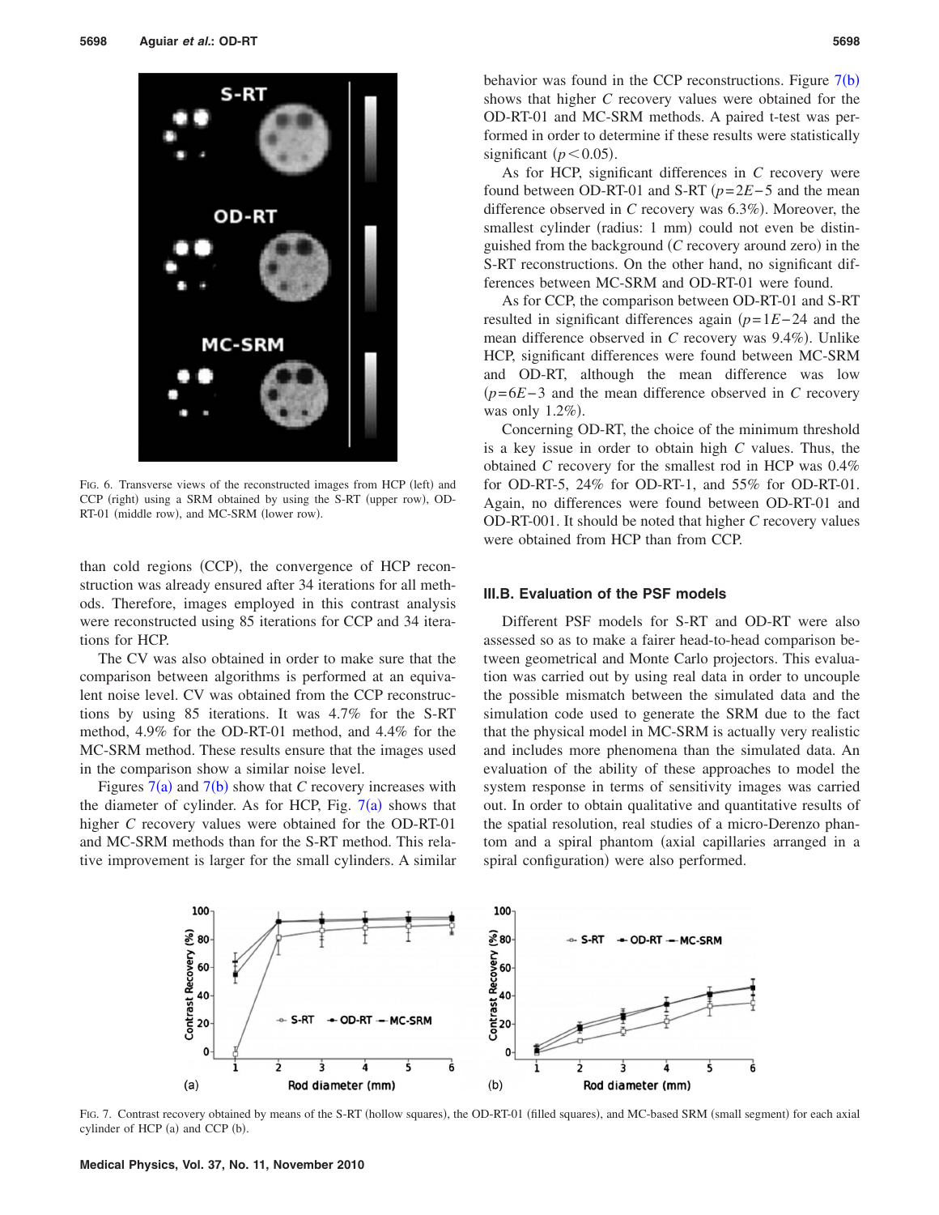FIG. 6. Transverse views of the reconstructed images from HCP (left) and CCP (right) using a SRM obtained by using the S-RT (upper row), OD-RT-01 (middle row), and MC-SRM (lower row).

than cold regions (CCP), the convergence of HCP reconstruction was already ensured after 34 iterations for all methods. Therefore, images employed in this contrast analysis were reconstructed using 85 iterations for CCP and 34 iterations for HCP.

The CV was also obtained in order to make sure that the comparison between algorithms is performed at an equivalent noise level. CV was obtained from the CCP reconstructions by using 85 iterations. It was 4.7% for the S-RT method, 4.9% for the OD-RT-01 method, and 4.4% for the MC-SRM method. These results ensure that the images used in the comparison show a similar noise level.

Figures 7(a) and 7(b) show that $C$ recovery increases with the diameter of cylinder. As for HCP, Fig. 7(a) shows that higher $C$ recovery values were obtained for the OD-RT-01 and MC-SRM methods than for the S-RT method. This relative improvement is larger for the small cylinders. A similar behavior was found in the CCP reconstructions. Figure 7(b) shows that higher $C$ recovery values were obtained for the OD-RT-01 and MC-SRM methods. A paired t-test was performed in order to determine if these results were statistically significant $(p<0.05)$.

As for HCP, significant differences in $C$ recovery were found between OD-RT-01 and S-RT ($p=2E-5$ and the mean difference observed in $C$ recovery was 6.3%). Moreover, the smallest cylinder (radius: 1 mm) could not even be distinguished from the background ($C$ recovery around zero) in the S-RT reconstructions. On the other hand, no significant differences between MC-SRM and OD-RT-01 were found.

As for CCP, the comparison between OD-RT-01 and S-RT resulted in significant differences again ($p=1E-24$ and the mean difference observed in $C$ recovery was 9.4%). Unlike HCP, significant differences were found between MC-SRM and OD-RT, although the mean difference was low ($p=6E-3$ and the mean difference observed in $C$ recovery was only 1.2%).

Concerning OD-RT, the choice of the minimum threshold is a key issue in order to obtain high $C$ values. Thus, the obtained $C$ recovery for the smallest rod in HCP was 0.4% for OD-RT-5, 24% for OD-RT-1, and 55% for OD-RT-01. Again, no differences were found between OD-RT-01 and OD-RT-001. It should be noted that higher $C$ recovery values were obtained from HCP than from CCP.

### III.B. Evaluation of the PSF models

Different PSF models for S-RT and OD-RT were also assessed so as to make a fairer head-to-head comparison between geometrical and Monte Carlo projectors. This evaluation was carried out by using real data in order to uncouple the possible mismatch between the simulated data and the simulation code used to generate the SRM due to the fact that the physical model in MC-SRM is actually very realistic and includes more phenomena than the simulated data. An evaluation of the ability of these approaches to model the system response in terms of sensitivity images was carried out. In order to obtain qualitative and quantitative results of the spatial resolution, real studies of a micro-Derenzo phantom and a spiral phantom (axial capillaries arranged in a spiral configuration) were also performed.

FIG. 7. Contrast recovery obtained by means of the S-RT (hollow squares), the OD-RT-01 (filled squares), and MC-based SRM (small segment) for each axial cylinder of HCP (a) and CCP (b).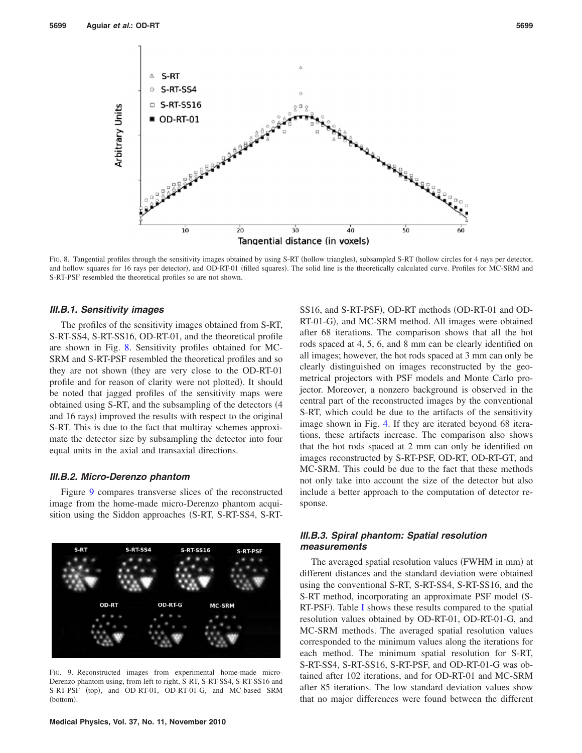FIG. 8. Tangential profiles through the sensitivity images obtained by using S-RT (hollow triangles), subsampled S-RT (hollow circles for 4 rays per detector, and hollow squares for 16 rays per detector), and OD-RT-01 (filled squares). The solid line is the theoretically calculated curve. Profiles for MC-SRM and S-RT-PSF resembled the theoretical profiles so are not shown.

### III.B.1. Sensitivity images

The profiles of the sensitivity images obtained from S-RT, S-RT-SS4, S-RT-SS16, OD-RT-01, and the theoretical profile are shown in Fig. 8. Sensitivity profiles obtained for MC-SRM and S-RT-PSF resembled the theoretical profiles and so they are not shown (they are very close to the OD-RT-01 profile and for reason of clarity were not plotted). It should be noted that jagged profiles of the sensitivity maps were obtained using S-RT, and the subsampling of the detectors (4 and 16 rays) improved the results with respect to the original S-RT. This is due to the fact that multiray schemes approximate the detector size by subsampling the detector into four equal units in the axial and transaxial directions.

### III.B.2. Micro-Derenzo phantom

Figure 9 compares transverse slices of the reconstructed image from the home-made micro-Derenzo phantom acquisition using the Siddon approaches (S-RT, S-RT-SS4, S-RT-SS16, and S-RT-PSF), OD-RT methods (OD-RT-01 and OD-RT-01-G), and MC-SRM method. All images were obtained after 68 iterations. The comparison shows that all the hot rods spaced at 4, 5, 6, and 8 mm can be clearly identified on all images; however, the hot rods spaced at 3 mm can only be clearly distinguished on images reconstructed by the geometrical projectors with PSF models and Monte Carlo projector. Moreover, a nonzero background is observed in the central part of the reconstructed images by the conventional S-RT, which could be due to the artifacts of the sensitivity image shown in Fig. 4. If they are iterated beyond 68 iterations, these artifacts increase. The comparison also shows that the hot rods spaced at 2 mm can only be identified on images reconstructed by S-RT-PSF, OD-RT, OD-RT-GT, and MC-SRM. This could be due to the fact that these methods not only take into account the size of the detector but also include a better approach to the computation of detector response.

FIG. 9. Reconstructed images from experimental home-made micro-Derenzo phantom using, from left to right, S-RT, S-RT-SS4, S-RT-SS16 and S-RT-PSF (top), and OD-RT-01, OD-RT-01-G, and MC-based SRM (bottom).

### III.B.3. Spiral phantom: Spatial resolution measurements

The averaged spatial resolution values (FWHM in mm) at different distances and the standard deviation were obtained using the conventional S-RT, S-RT-SS4, S-RT-SS16, and the S-RT method, incorporating an approximate PSF model (S-RT-PSF). Table I shows these results compared to the spatial resolution values obtained by OD-RT-01, OD-RT-01-G, and MC-SRM methods. The averaged spatial resolution values corresponded to the minimum values along the iterations for each method. The minimum spatial resolution for S-RT, S-RT-SS4, S-RT-SS16, S-RT-PSF, and OD-RT-01-G was obtained after 102 iterations, and for OD-RT-01 and MC-SRM after 85 iterations. The low standard deviation values show that no major differences were found between the different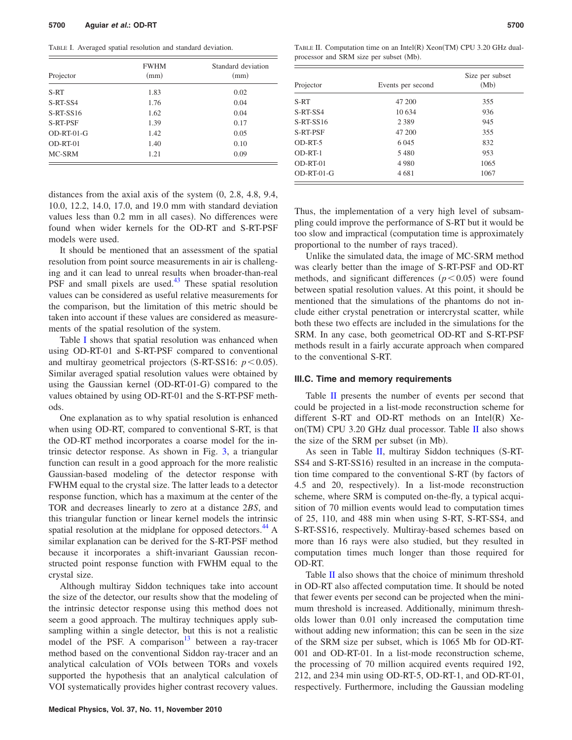TABLE I. Averaged spatial resolution and standard deviation.

| Projector | FWHM (mm) | Standard deviation (mm) |
|---|---|---|
| S-RT | 1.83 | 0.02 |
| S-RT-SS4 | 1.76 | 0.04 |
| S-RT-SS16 | 1.62 | 0.04 |
| S-RT-PSF | 1.39 | 0.17 |
| OD-RT-01-G | 1.42 | 0.05 |
| OD-RT-01 | 1.40 | 0.10 |
| MC-SRM | 1.21 | 0.09 |

distances from the axial axis of the system (0, 2.8, 4.8, 9.4, 10.0, 12.2, 14.0, 17.0, and 19.0 mm with standard deviation values less than 0.2 mm in all cases). No differences were found when wider kernels for the OD-RT and S-RT-PSF models were used.

It should be mentioned that an assessment of the spatial resolution from point source measurements in air is challenging and it can lead to unreal results when broader-than-real PSF and small pixels are used.[43] These spatial resolution values can be considered as useful relative measurements for the comparison, but the limitation of this metric should be taken into account if these values are considered as measurements of the spatial resolution of the system.

Table I shows that spatial resolution was enhanced when using OD-RT-01 and S-RT-PSF compared to conventional and multiray geometrical projectors (S-RT-SS16: $p<0.05$). Similar averaged spatial resolution values were obtained by using the Gaussian kernel (OD-RT-01-G) compared to the values obtained by using OD-RT-01 and the S-RT-PSF methods.

One explanation as to why spatial resolution is enhanced when using OD-RT, compared to conventional S-RT, is that the OD-RT method incorporates a coarse model for the intrinsic detector response. As shown in Fig. 3, a triangular function can result in a good approach for the more realistic Gaussian-based modeling of the detector response with FWHM equal to the crystal size. The latter leads to a detector response function, which has a maximum at the center of the TOR and decreases linearly to zero at a distance $2BS$, and this triangular function or linear kernel models the intrinsic spatial resolution at the midplane for opposed detectors.[44] A similar explanation can be derived for the S-RT-PSF method because it incorporates a shift-invariant Gaussian reconstructed point response function with FWHM equal to the crystal size.

Although multiray Siddon techniques take into account the size of the detector, our results show that the modeling of the intrinsic detector response using this method does not seem a good approach. The multiray techniques apply subsampling within a single detector, but this is not a realistic model of the PSF. A comparison[13] between a ray-tracer method based on the conventional Siddon ray-tracer and an analytical calculation of VOIs between TORs and voxels supported the hypothesis that an analytical calculation of VOI systematically provides higher contrast recovery values.

TABLE II. Computation time on an Intel(R) Xeon(TM) CPU 3.20 GHz dual-processor and SRM size per subset (Mb).

| Projector | Events per second | Size per subset (Mb) |
|---|---|---|
| S-RT | 47 200 | 355 |
| S-RT-SS4 | 10 634 | 936 |
| S-RT-SS16 | 2 389 | 945 |
| S-RT-PSF | 47 200 | 355 |
| OD-RT-5 | 6 045 | 832 |
| OD-RT-1 | 5 480 | 953 |
| OD-RT-01 | 4 980 | 1065 |
| OD-RT-01-G | 4 681 | 1067 |

Thus, the implementation of a very high level of subsampling could improve the performance of S-RT but it would be too slow and impractical (computation time is approximately proportional to the number of rays traced).

Unlike the simulated data, the image of MC-SRM method was clearly better than the image of S-RT-PSF and OD-RT methods, and significant differences ($p<0.05$) were found between spatial resolution values. At this point, it should be mentioned that the simulations of the phantoms do not include either crystal penetration or intercrystal scatter, while both these two effects are included in the simulations for the SRM. In any case, both geometrical OD-RT and S-RT-PSF methods result in a fairly accurate approach when compared to the conventional S-RT.

### III.C. Time and memory requirements

Table II presents the number of events per second that could be projected in a list-mode reconstruction scheme for different S-RT and OD-RT methods on an Intel(R) Xeon(TM) CPU 3.20 GHz dual processor. Table II also shows the size of the SRM per subset (in Mb).

As seen in Table II, multiray Siddon techniques (S-RT-SS4 and S-RT-SS16) resulted in an increase in the computation time compared to the conventional S-RT (by factors of 4.5 and 20, respectively). In a list-mode reconstruction scheme, where SRM is computed on-the-fly, a typical acquisition of 70 million events would lead to computation times of 25, 110, and 488 min when using S-RT, S-RT-SS4, and S-RT-SS16, respectively. Multiray-based schemes based on more than 16 rays were also studied, but they resulted in computation times much longer than those required for OD-RT.

Table II also shows that the choice of minimum threshold in OD-RT also affected computation time. It should be noted that fewer events per second can be projected when the minimum threshold is increased. Additionally, minimum thresholds lower than 0.01 only increased the computation time without adding new information; this can be seen in the size of the SRM size per subset, which is 1065 Mb for OD-RT-001 and OD-RT-01. In a list-mode reconstruction scheme, the processing of 70 million acquired events required 192, 212, and 234 min using OD-RT-5, OD-RT-1, and OD-RT-01, respectively. Furthermore, including the Gaussian modeling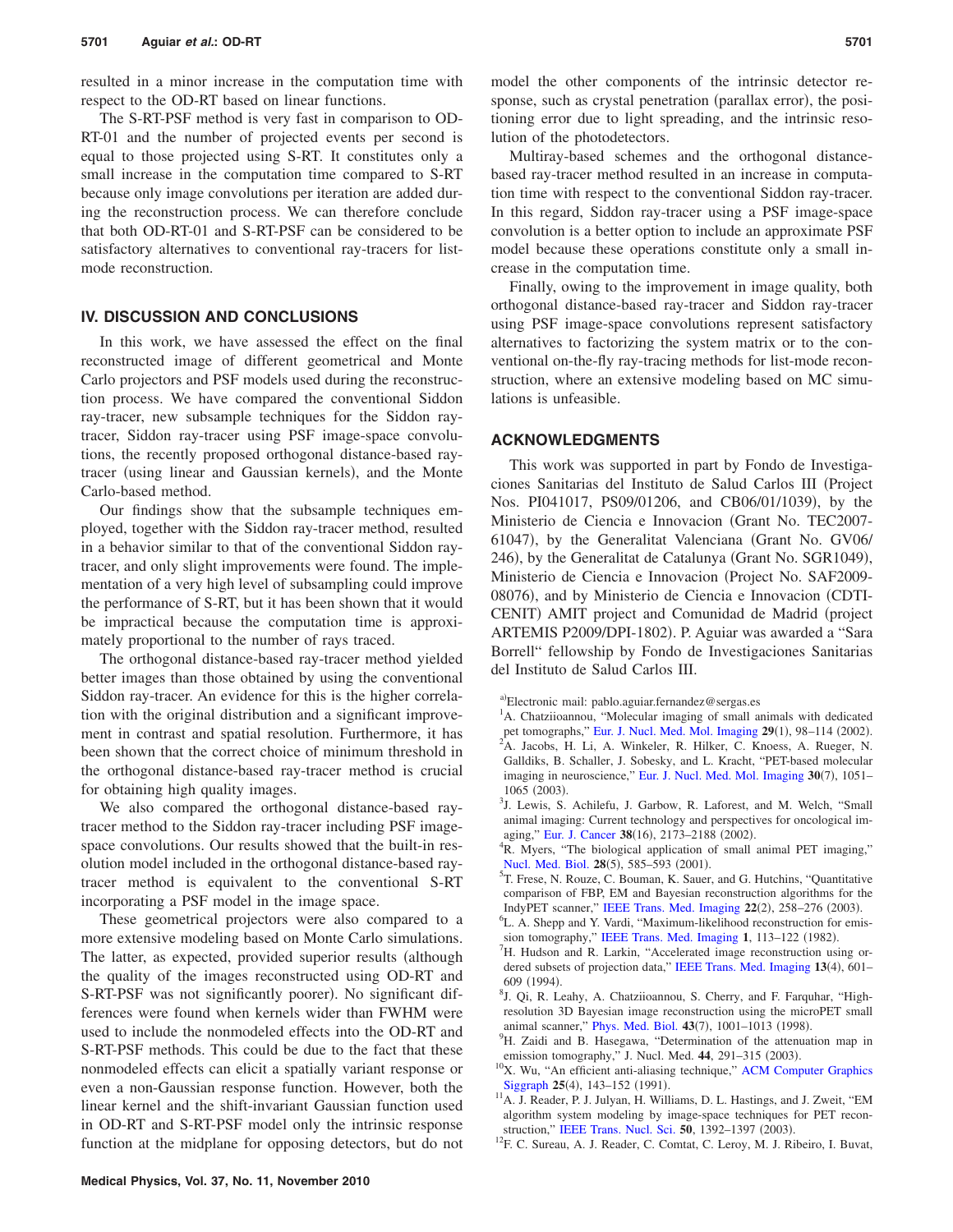resulted in a minor increase in the computation time with respect to the OD-RT based on linear functions.

The S-RT-PSF method is very fast in comparison to OD-RT-01 and the number of projected events per second is equal to those projected using S-RT. It constitutes only a small increase in the computation time compared to S-RT because only image convolutions per iteration are added during the reconstruction process. We can therefore conclude that both OD-RT-01 and S-RT-PSF can be considered to be satisfactory alternatives to conventional ray-tracers for list-mode reconstruction.

## IV. DISCUSSION AND CONCLUSIONS

In this work, we have assessed the effect on the final reconstructed image of different geometrical and Monte Carlo projectors and PSF models used during the reconstruction process. We have compared the conventional Siddon ray-tracer, new subsample techniques for the Siddon ray-tracer, Siddon ray-tracer using PSF image-space convolutions, the recently proposed orthogonal distance-based ray-tracer (using linear and Gaussian kernels), and the Monte Carlo-based method.

Our findings show that the subsample techniques employed, together with the Siddon ray-tracer method, resulted in a behavior similar to that of the conventional Siddon ray-tracer, and only slight improvements were found. The implementation of a very high level of subsampling could improve the performance of S-RT, but it has been shown that it would be impractical because the computation time is approximately proportional to the number of rays traced.

The orthogonal distance-based ray-tracer method yielded better images than those obtained by using the conventional Siddon ray-tracer. An evidence for this is the higher correlation with the original distribution and a significant improvement in contrast and spatial resolution. Furthermore, it has been shown that the correct choice of minimum threshold in the orthogonal distance-based ray-tracer method is crucial for obtaining high quality images.

We also compared the orthogonal distance-based ray-tracer method to the Siddon ray-tracer including PSF image-space convolutions. Our results showed that the built-in resolution model included in the orthogonal distance-based ray-tracer method is equivalent to the conventional S-RT incorporating a PSF model in the image space.

These geometrical projectors were also compared to a more extensive modeling based on Monte Carlo simulations. The latter, as expected, provided superior results (although the quality of the images reconstructed using OD-RT and S-RT-PSF was not significantly poorer). No significant differences were found when kernels wider than FWHM were used to include the nonmodeled effects into the OD-RT and S-RT-PSF methods. This could be due to the fact that these nonmodeled effects can elicit a spatially variant response or even a non-Gaussian response function. However, both the linear kernel and the shift-invariant Gaussian function used in OD-RT and S-RT-PSF model only the intrinsic response function at the midplane for opposing detectors, but do not model the other components of the intrinsic detector response, such as crystal penetration (parallax error), the positioning error due to light spreading, and the intrinsic resolution of the photodetectors.

Multiray-based schemes and the orthogonal distance-based ray-tracer method resulted in an increase in computation time with respect to the conventional Siddon ray-tracer. In this regard, Siddon ray-tracer using a PSF image-space convolution is a better option to include an approximate PSF model because these operations constitute only a small increase in the computation time.

Finally, owing to the improvement in image quality, both orthogonal distance-based ray-tracer and Siddon ray-tracer using PSF image-space convolutions represent satisfactory alternatives to factorizing the system matrix or to the conventional on-the-fly ray-tracing methods for list-mode reconstruction, where an extensive modeling based on MC simulations is unfeasible.

## ACKNOWLEDGMENTS

This work was supported in part by Fondo de Investigaciones Sanitarias del Instituto de Salud Carlos III (Project Nos. PI041017, PS09/01206, and CB06/01/1039), by the Ministerio de Ciencia e Innovacion (Grant No. TEC2007-61047), by the Generalitat Valenciana (Grant No. GV06/246), by the Generalitat de Catalunya (Grant No. SGR1049), Ministerio de Ciencia e Innovacion (Project No. SAF2009-08076), and by Ministerio de Ciencia e Innovacion (CDTI-CENIT) AMIT project and Comunidad de Madrid (project ARTEMIS P2009/DPI-1802). P. Aguiar was awarded a "Sara Borrell" fellowship by Fondo de Investigaciones Sanitarias del Instituto de Salud Carlos III.

[a]Electronic mail: pablo.aguiar.fernandez@sergas.es

[1]A. Chatziioannou, "Molecular imaging of small animals with dedicated pet tomographs," Eur. J. Nucl. Med. Mol. Imaging **29**(1), 98–114 (2002).

[2]A. Jacobs, H. Li, A. Winkeler, R. Hilker, C. Knoess, A. Rueger, N. Galldiks, B. Schaller, J. Sobesky, and L. Kracht, "PET-based molecular imaging in neuroscience," Eur. J. Nucl. Med. Mol. Imaging **30**(7), 1051–1065 (2003).

[3]J. Lewis, S. Achilefu, J. Garbow, R. Laforest, and M. Welch, "Small animal imaging: Current technology and perspectives for oncological imaging," Eur. J. Cancer **38**(16), 2173–2188 (2002).

[4]R. Myers, "The biological application of small animal PET imaging," Nucl. Med. Biol. **28**(5), 585–593 (2001).

[5]T. Frese, N. Rouze, C. Bouman, K. Sauer, and G. Hutchins, "Quantitative comparison of FBP, EM and Bayesian reconstruction algorithms for the IndyPET scanner," IEEE Trans. Med. Imaging **22**(2), 258–276 (2003).

[6]L. A. Shepp and Y. Vardi, "Maximum-likelihood reconstruction for emission tomography," IEEE Trans. Med. Imaging **1**, 113–122 (1982).

[7]H. Hudson and R. Larkin, "Accelerated image reconstruction using ordered subsets of projection data," IEEE Trans. Med. Imaging **13**(4), 601–609 (1994).

[8]J. Qi, R. Leahy, A. Chatziioannou, S. Cherry, and G. Farquhar, "High-resolution 3D Bayesian image reconstruction using the microPET small animal scanner," Phys. Med. Biol. **43**(7), 1001–1013 (1998).

[9]H. Zaidi and B. Hasegawa, "Determination of the attenuation map in emission tomography," J. Nucl. Med. **44**, 291–315 (2003).

[10]X. Wu, "An efficient anti-aliasing technique," ACM Computer Graphics Siggraph **25**(4), 143–152 (1991).

[11]A. J. Reader, P. J. Julyan, H. Williams, D. L. Hastings, and J. Zweit, "EM algorithm system modeling by image-space techniques for PET reconstruction," IEEE Trans. Nucl. Sci. **50**, 1392–1397 (2003).

[12]F. C. Sureau, A. J. Reader, C. Comtat, C. Leroy, M. J. Ribeiro, I. Buvat,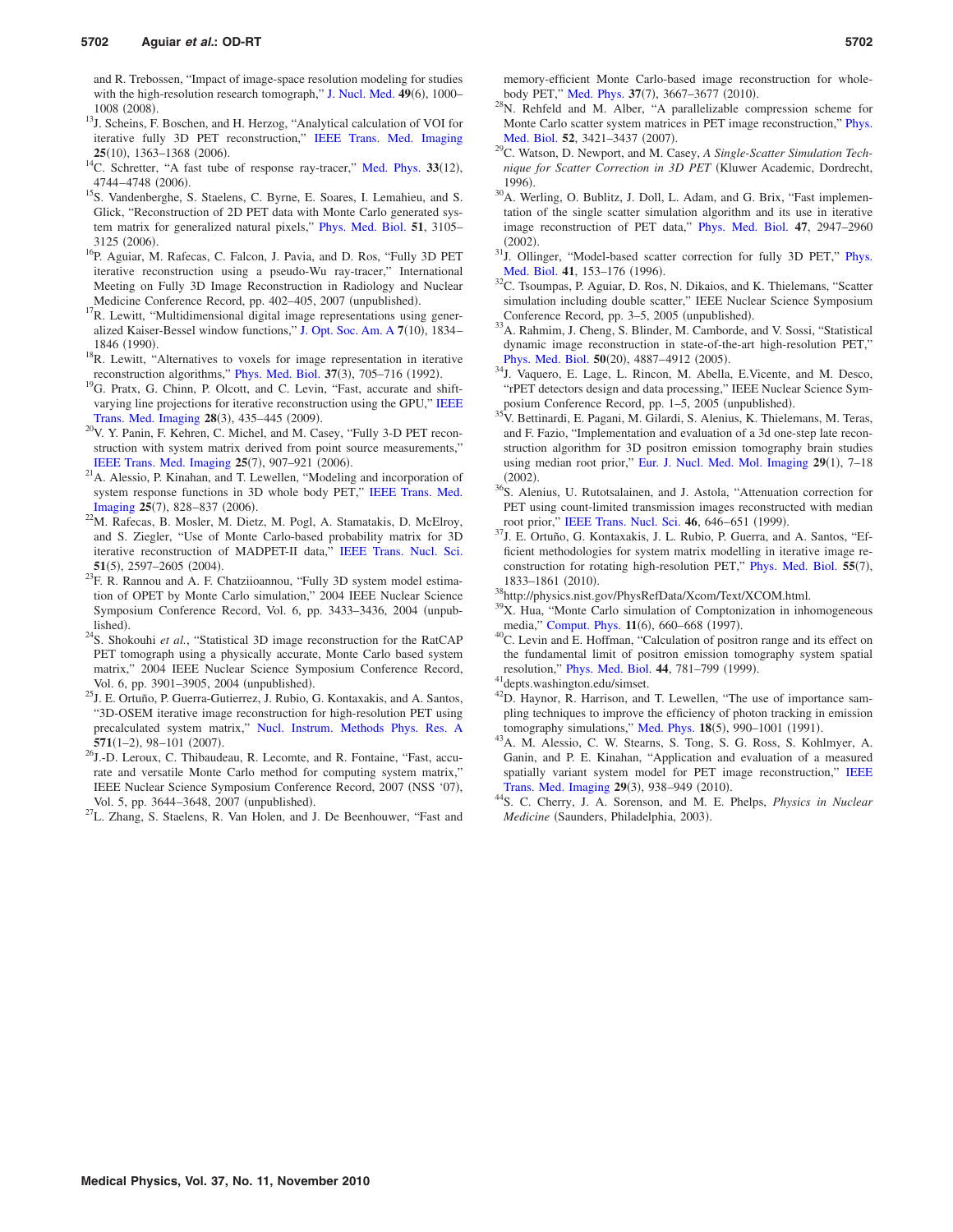and R. Trebossen, "Impact of image-space resolution modeling for studies with the high-resolution research tomograph," J. Nucl. Med. **49**(6), 1000–1008 (2008).

[13]J. Scheins, F. Boschen, and H. Herzog, "Analytical calculation of VOI for iterative fully 3D PET reconstruction," IEEE Trans. Med. Imaging **25**(10), 1363–1368 (2006).

[14]C. Schretter, "A fast tube of response ray-tracer," Med. Phys. **33**(12), 4744–4748 (2006).

[15]S. Vandenberghe, S. Staelens, C. Byrne, E. Soares, I. Lemahieu, and S. Glick, "Reconstruction of 2D PET data with Monte Carlo generated system matrix for generalized natural pixels," Phys. Med. Biol. **51**, 3105–3125 (2006).

[16]P. Aguiar, M. Rafecas, C. Falcon, J. Pavia, and D. Ros, "Fully 3D PET iterative reconstruction using a pseudo-Wu ray-tracer," International Meeting on Fully 3D Image Reconstruction in Radiology and Nuclear Medicine Conference Record, pp. 402–405, 2007 (unpublished).

[17]R. Lewitt, "Multidimensional digital image representations using generalized Kaiser-Bessel window functions," J. Opt. Soc. Am. A **7**(10), 1834–1846 (1990).

[18]R. Lewitt, "Alternatives to voxels for image representation in iterative reconstruction algorithms," Phys. Med. Biol. **37**(3), 705–716 (1992).

[19]G. Pratx, G. Chinn, P. Olcott, and C. Levin, "Fast, accurate and shift-varying line projections for iterative reconstruction using the GPU," IEEE Trans. Med. Imaging **28**(3), 435–445 (2009).

[20]V. Y. Panin, F. Kehren, C. Michel, and M. Casey, "Fully 3-D PET reconstruction with system matrix derived from point source measurements," IEEE Trans. Med. Imaging **25**(7), 907–921 (2006).

[21]A. Alessio, P. Kinahan, and T. Lewellen, "Modeling and incorporation of system response functions in 3D whole body PET," IEEE Trans. Med. Imaging **25**(7), 828–837 (2006).

[22]M. Rafecas, B. Mosler, M. Dietz, M. Pogl, A. Stamatakis, D. McElroy, and S. Ziegler, "Use of Monte Carlo-based probability matrix for 3D iterative reconstruction of MADPET-II data," IEEE Trans. Nucl. Sci. **51**(5), 2597–2605 (2004).

[23]F. R. Rannou and A. F. Chatziioannou, "Fully 3D system model estimation of OPET by Monte Carlo simulation," 2004 IEEE Nuclear Science Symposium Conference Record, Vol. 6, pp. 3433–3436, 2004 (unpublished).

[24]S. Shokouhi *et al.*, "Statistical 3D image reconstruction for the RatCAP PET tomograph using a physically accurate, Monte Carlo based system matrix," 2004 IEEE Nuclear Science Symposium Conference Record, Vol. 6, pp. 3901–3905, 2004 (unpublished).

[25]J. E. Ortuño, P. Guerra-Gutierrez, J. Rubio, G. Kontaxakis, and A. Santos, "3D-OSEM iterative image reconstruction for high-resolution PET using precalculated system matrix," Nucl. Instrum. Methods Phys. Res. A **571**(1–2), 98–101 (2007).

[26]J.-D. Leroux, C. Thibaudeau, R. Lecomte, and R. Fontaine, "Fast, accurate and versatile Monte Carlo method for computing system matrix," IEEE Nuclear Science Symposium Conference Record, 2007 (NSS '07), Vol. 5, pp. 3644–3648, 2007 (unpublished).

[27]L. Zhang, S. Staelens, R. Van Holen, and J. De Beenhouwer, "Fast and memory-efficient Monte Carlo-based image reconstruction for whole-body PET," Med. Phys. **37**(7), 3667–3677 (2010).

[28]N. Rehfeld and M. Alber, "A parallelizable compression scheme for Monte Carlo scatter system matrices in PET image reconstruction," Phys. Med. Biol. **52**, 3421–3437 (2007).

[29]C. Watson, D. Newport, and M. Casey, *A Single-Scatter Simulation Technique for Scatter Correction in 3D PET* (Kluwer Academic, Dordrecht, 1996).

[30]A. Werling, O. Bublitz, J. Doll, L. Adam, and G. Brix, "Fast implementation of the single scatter simulation algorithm and its use in iterative image reconstruction of PET data," Phys. Med. Biol. **47**, 2947–2960 (2002).

[31]J. Ollinger, "Model-based scatter correction for fully 3D PET," Phys. Med. Biol. **41**, 153–176 (1996).

[32]C. Tsoumpas, P. Aguiar, D. Ros, N. Dikaios, and K. Thielemans, "Scatter simulation including double scatter," IEEE Nuclear Science Symposium Conference Record, pp. 3–5, 2005 (unpublished).

[33]A. Rahmim, J. Cheng, S. Blinder, M. Camborde, and V. Sossi, "Statistical dynamic image reconstruction in state-of-the-art high-resolution PET," Phys. Med. Biol. **50**(20), 4887–4912 (2005).

[34]J. Vaquero, E. Lage, L. Rincon, M. Abella, E.Vicente, and M. Desco, "rPET detectors design and data processing," IEEE Nuclear Science Symposium Conference Record, pp. 1–5, 2005 (unpublished).

[35]V. Bettinardi, E. Pagani, M. Gilardi, S. Alenius, K. Thielemans, M. Teras, and F. Fazio, "Implementation and evaluation of a 3d one-step late reconstruction algorithm for 3D positron emission tomography brain studies using median root prior," Eur. J. Nucl. Med. Mol. Imaging **29**(1), 7–18 (2002).

[36]S. Alenius, U. Rutotsalainen, and J. Astola, "Attenuation correction for PET using count-limited transmission images reconstructed with median root prior," IEEE Trans. Nucl. Sci. **46**, 646–651 (1999).

[37]J. E. Ortuño, G. Kontaxakis, J. L. Rubio, P. Guerra, and A. Santos, "Efficient methodologies for system matrix modelling in iterative image reconstruction for rotating high-resolution PET," Phys. Med. Biol. **55**(7), 1833–1861 (2010).

[38]http://physics.nist.gov/PhysRefData/Xcom/Text/XCOM.html.

[39]X. Hua, "Monte Carlo simulation of Comptonization in inhomogeneous media," Comput. Phys. **11**(6), 660–668 (1997).

[40]C. Levin and E. Hoffman, "Calculation of positron range and its effect on the fundamental limit of positron emission tomography system spatial resolution," Phys. Med. Biol. **44**, 781–799 (1999).

[41]depts.washington.edu/simset.

[42]D. Haynor, R. Harrison, and T. Lewellen, "The use of importance sampling techniques to improve the efficiency of photon tracking in emission tomography simulations," Med. Phys. **18**(5), 990–1001 (1991).

[43]A. M. Alessio, C. W. Stearns, S. Tong, S. G. Ross, S. Kohlmyer, A. Ganin, and P. E. Kinahan, "Application and evaluation of a measured spatially variant system model for PET image reconstruction," IEEE Trans. Med. Imaging **29**(3), 938–949 (2010).

[44]S. C. Cherry, J. A. Sorenson, and M. E. Phelps, *Physics in Nuclear Medicine* (Saunders, Philadelphia, 2003).